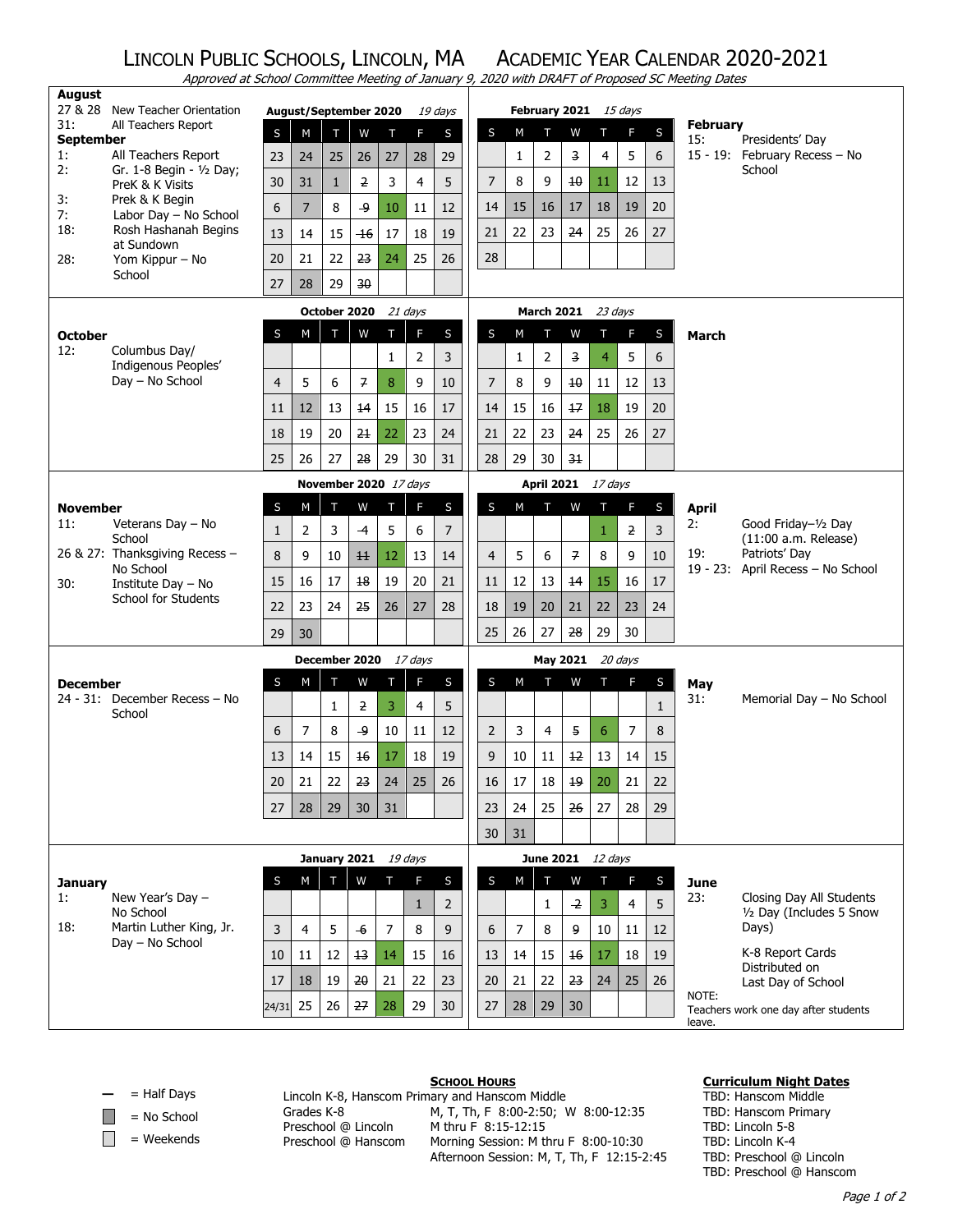# LINCOLN PUBLIC SCHOOLS, LINCOLN, MA ACADEMIC YEAR CALENDAR 2020-2021

*Approved at School Committee Meeting of January 9, 2020 with DRAFT of Proposed SC Meeting Dates*

**August**
- 27 & 28: New Teacher Orientation
- 31: All Teachers Report

**September**
- 1: All Teachers Report
- 2: Gr. 1-8 Begin - ½ Day; PreK & K Visits
- 3: Prek & K Begin
- 7: Labor Day – No School
- 18: Rosh Hashanah Begins at Sundown
- 28: Yom Kippur – No School

**August/September 2020** *19 days*

| S | M | T | W | T | F | S |
|---|---|---|---|---|---|---|
| 23 | 24 | 25 | 26 | 27 | 28 | 29 |
| 30 | 31 | 1 | 2 | 3 | 4 | 5 |
| 6 | 7 | 8 | 9 | 10 | 11 | 12 |
| 13 | 14 | 15 | 16 | 17 | 18 | 19 |
| 20 | 21 | 22 | 23 | 24 | 25 | 26 |
| 27 | 28 | 29 | 30 | | | |

**February 2021** *15 days*

| S | M | T | W | T | F | S |
|---|---|---|---|---|---|---|
| | 1 | 2 | 3 | 4 | 5 | 6 |
| 7 | 8 | 9 | 10 | 11 | 12 | 13 |
| 14 | 15 | 16 | 17 | 18 | 19 | 20 |
| 21 | 22 | 23 | 24 | 25 | 26 | 27 |
| 28 | | | | | | |

**February**
- 15: Presidents' Day
- 15 - 19: February Recess – No School

**October**
- 12: Columbus Day/ Indigenous Peoples' Day – No School

**October 2020** *21 days*

| S | M | T | W | T | F | S |
|---|---|---|---|---|---|---|
| | | | | 1 | 2 | 3 |
| 4 | 5 | 6 | 7 | 8 | 9 | 10 |
| 11 | 12 | 13 | 14 | 15 | 16 | 17 |
| 18 | 19 | 20 | 21 | 22 | 23 | 24 |
| 25 | 26 | 27 | 28 | 29 | 30 | 31 |

**March 2021** *23 days*

| S | M | T | W | T | F | S |
|---|---|---|---|---|---|---|
| | 1 | 2 | 3 | 4 | 5 | 6 |
| 7 | 8 | 9 | 10 | 11 | 12 | 13 |
| 14 | 15 | 16 | 17 | 18 | 19 | 20 |
| 21 | 22 | 23 | 24 | 25 | 26 | 27 |
| 28 | 29 | 30 | 31 | | | |

**March**

**November**
- 11: Veterans Day – No School
- 26 & 27: Thanksgiving Recess – No School
- 30: Institute Day – No School for Students

**November 2020** *17 days*

| S | M | T | W | T | F | S |
|---|---|---|---|---|---|---|
| 1 | 2 | 3 | 4 | 5 | 6 | 7 |
| 8 | 9 | 10 | 11 | 12 | 13 | 14 |
| 15 | 16 | 17 | 18 | 19 | 20 | 21 |
| 22 | 23 | 24 | 25 | 26 | 27 | 28 |
| 29 | 30 | | | | | |

**April 2021** *17 days*

| S | M | T | W | T | F | S |
|---|---|---|---|---|---|---|
| | | | | 1 | 2 | 3 |
| 4 | 5 | 6 | 7 | 8 | 9 | 10 |
| 11 | 12 | 13 | 14 | 15 | 16 | 17 |
| 18 | 19 | 20 | 21 | 22 | 23 | 24 |
| 25 | 26 | 27 | 28 | 29 | 30 | |

**April**
- 2: Good Friday–½ Day (11:00 a.m. Release)
- 19: Patriots' Day
- 19 - 23: April Recess – No School

**December**
- 24 - 31: December Recess – No School

**December 2020** *17 days*

| S | M | T | W | T | F | S |
|---|---|---|---|---|---|---|
| | | 1 | 2 | 3 | 4 | 5 |
| 6 | 7 | 8 | 9 | 10 | 11 | 12 |
| 13 | 14 | 15 | 16 | 17 | 18 | 19 |
| 20 | 21 | 22 | 23 | 24 | 25 | 26 |
| 27 | 28 | 29 | 30 | 31 | | |

**May 2021** *20 days*

| S | M | T | W | T | F | S |
|---|---|---|---|---|---|---|
| | | | | | | 1 |
| 2 | 3 | 4 | 5 | 6 | 7 | 8 |
| 9 | 10 | 11 | 12 | 13 | 14 | 15 |
| 16 | 17 | 18 | 19 | 20 | 21 | 22 |
| 23 | 24 | 25 | 26 | 27 | 28 | 29 |
| 30 | 31 | | | | | |

**May**
- 31: Memorial Day – No School

**January**
- 1: New Year's Day – No School
- 18: Martin Luther King, Jr. Day – No School

**January 2021** *19 days*

| S | M | T | W | T | F | S |
|---|---|---|---|---|---|---|
| | | | | | 1 | 2 |
| 3 | 4 | 5 | 6 | 7 | 8 | 9 |
| 10 | 11 | 12 | 13 | 14 | 15 | 16 |
| 17 | 18 | 19 | 20 | 21 | 22 | 23 |
| 24/31 | 25 | 26 | 27 | 28 | 29 | 30 |

**June 2021** *12 days*

| S | M | T | W | T | F | S |
|---|---|---|---|---|---|---|
| | | 1 | 2 | 3 | 4 | 5 |
| 6 | 7 | 8 | 9 | 10 | 11 | 12 |
| 13 | 14 | 15 | 16 | 17 | 18 | 19 |
| 20 | 21 | 22 | 23 | 24 | 25 | 26 |
| 27 | 28 | 29 | 30 | | | |

**June**
- 23: Closing Day All Students ½ Day (Includes 5 Snow Days)

  K-8 Report Cards Distributed on Last Day of School

NOTE: Teachers work one day after students leave.

— = Half Days
= No School
= Weekends

**SCHOOL HOURS**

Lincoln K-8, Hanscom Primary and Hanscom Middle

| | |
|---|---|
| Grades K-8 | M, T, Th, F 8:00-2:50; W 8:00-12:35 |
| Preschool @ Lincoln | M thru F 8:15-12:15 |
| Preschool @ Hanscom | Morning Session: M thru F 8:00-10:30 |
| | Afternoon Session: M, T, Th, F 12:15-2:45 |

**Curriculum Night Dates**
- TBD: Hanscom Middle
- TBD: Hanscom Primary
- TBD: Lincoln 5-8
- TBD: Lincoln K-4
- TBD: Preschool @ Lincoln
- TBD: Preschool @ Hanscom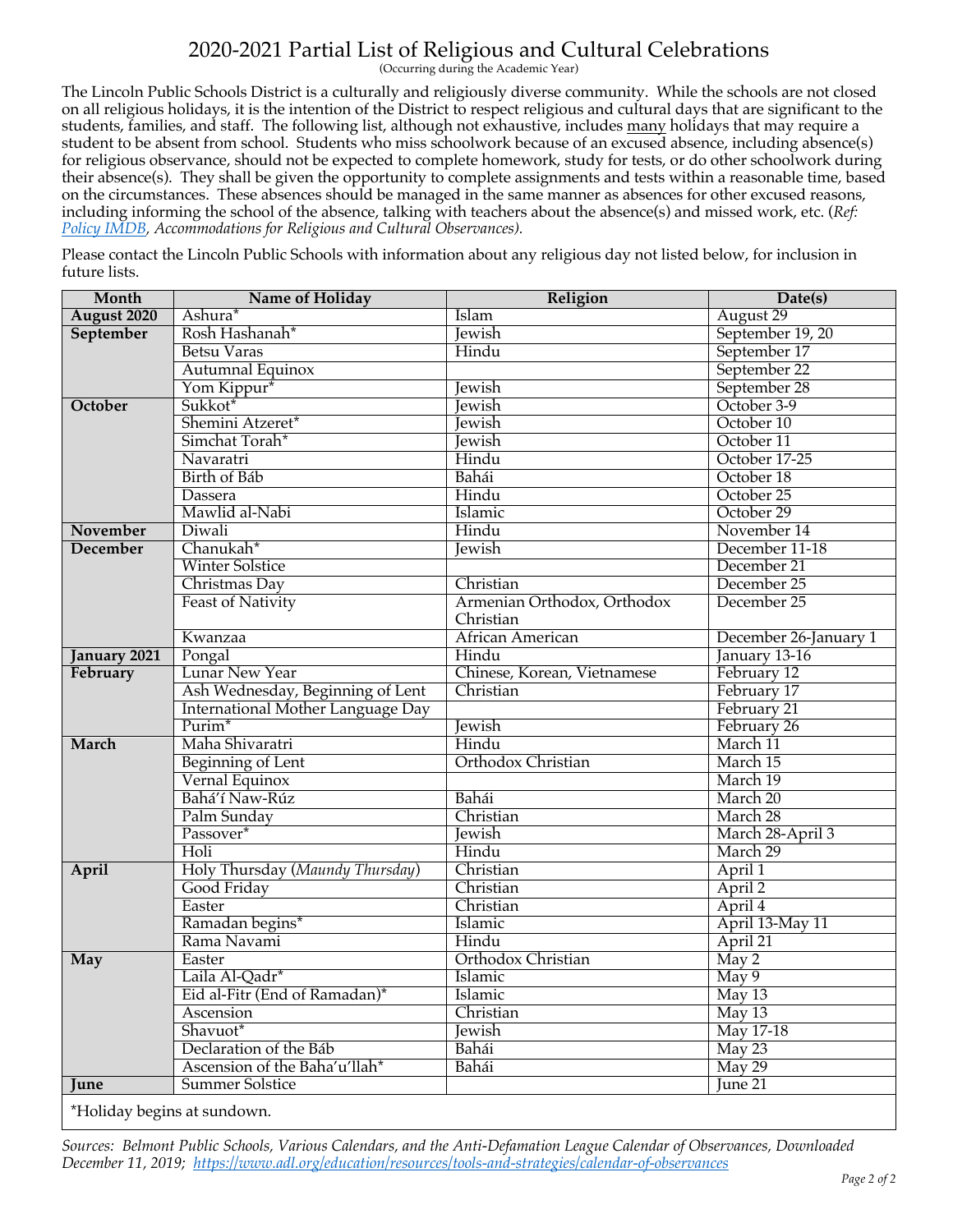# 2020-2021 Partial List of Religious and Cultural Celebrations

(Occurring during the Academic Year)

The Lincoln Public Schools District is a culturally and religiously diverse community. While the schools are not closed on all religious holidays, it is the intention of the District to respect religious and cultural days that are significant to the students, families, and staff. The following list, although not exhaustive, includes many holidays that may require a student to be absent from school. Students who miss schoolwork because of an excused absence, including absence(s) for religious observance, should not be expected to complete homework, study for tests, or do other schoolwork during their absence(s). They shall be given the opportunity to complete assignments and tests within a reasonable time, based on the circumstances. These absences should be managed in the same manner as absences for other excused reasons, including informing the school of the absence, talking with teachers about the absence(s) and missed work, etc. (*Ref: Policy IMDB, Accommodations for Religious and Cultural Observances).*

Please contact the Lincoln Public Schools with information about any religious day not listed below, for inclusion in future lists.

| Month | Name of Holiday | Religion | Date(s) |
|---|---|---|---|
| **August 2020** | Ashura* | Islam | August 29 |
| **September** | Rosh Hashanah* | Jewish | September 19, 20 |
| | Betsu Varas | Hindu | September 17 |
| | Autumnal Equinox | | September 22 |
| | Yom Kippur* | Jewish | September 28 |
| **October** | Sukkot* | Jewish | October 3-9 |
| | Shemini Atzeret* | Jewish | October 10 |
| | Simchat Torah* | Jewish | October 11 |
| | Navaratri | Hindu | October 17-25 |
| | Birth of Báb | Baháí | October 18 |
| | Dassera | Hindu | October 25 |
| | Mawlid al-Nabi | Islamic | October 29 |
| **November** | Diwali | Hindu | November 14 |
| **December** | Chanukah* | Jewish | December 11-18 |
| | Winter Solstice | | December 21 |
| | Christmas Day | Christian | December 25 |
| | Feast of Nativity | Armenian Orthodox, Orthodox Christian | December 25 |
| | Kwanzaa | African American | December 26-January 1 |
| **January 2021** | Pongal | Hindu | January 13-16 |
| **February** | Lunar New Year | Chinese, Korean, Vietnamese | February 12 |
| | Ash Wednesday, Beginning of Lent | Christian | February 17 |
| | International Mother Language Day | | February 21 |
| | Purim* | Jewish | February 26 |
| **March** | Maha Shivaratri | Hindu | March 11 |
| | Beginning of Lent | Orthodox Christian | March 15 |
| | Vernal Equinox | | March 19 |
| | Bahá'í Naw-Rúz | Baháí | March 20 |
| | Palm Sunday | Christian | March 28 |
| | Passover* | Jewish | March 28-April 3 |
| | Holi | Hindu | March 29 |
| **April** | Holy Thursday (*Maundy Thursday*) | Christian | April 1 |
| | Good Friday | Christian | April 2 |
| | Easter | Christian | April 4 |
| | Ramadan begins* | Islamic | April 13-May 11 |
| | Rama Navami | Hindu | April 21 |
| **May** | Easter | Orthodox Christian | May 2 |
| | Laila Al-Qadr* | Islamic | May 9 |
| | Eid al-Fitr (End of Ramadan)* | Islamic | May 13 |
| | Ascension | Christian | May 13 |
| | Shavuot* | Jewish | May 17-18 |
| | Declaration of the Báb | Baháí | May 23 |
| | Ascension of the Baha'u'llah* | Baháí | May 29 |
| **June** | Summer Solstice | | June 21 |

*Holiday begins at sundown.

*Sources: Belmont Public Schools, Various Calendars, and the Anti-Defamation League Calendar of Observances, Downloaded December 11, 2019; https://www.adl.org/education/resources/tools-and-strategies/calendar-of-observances*